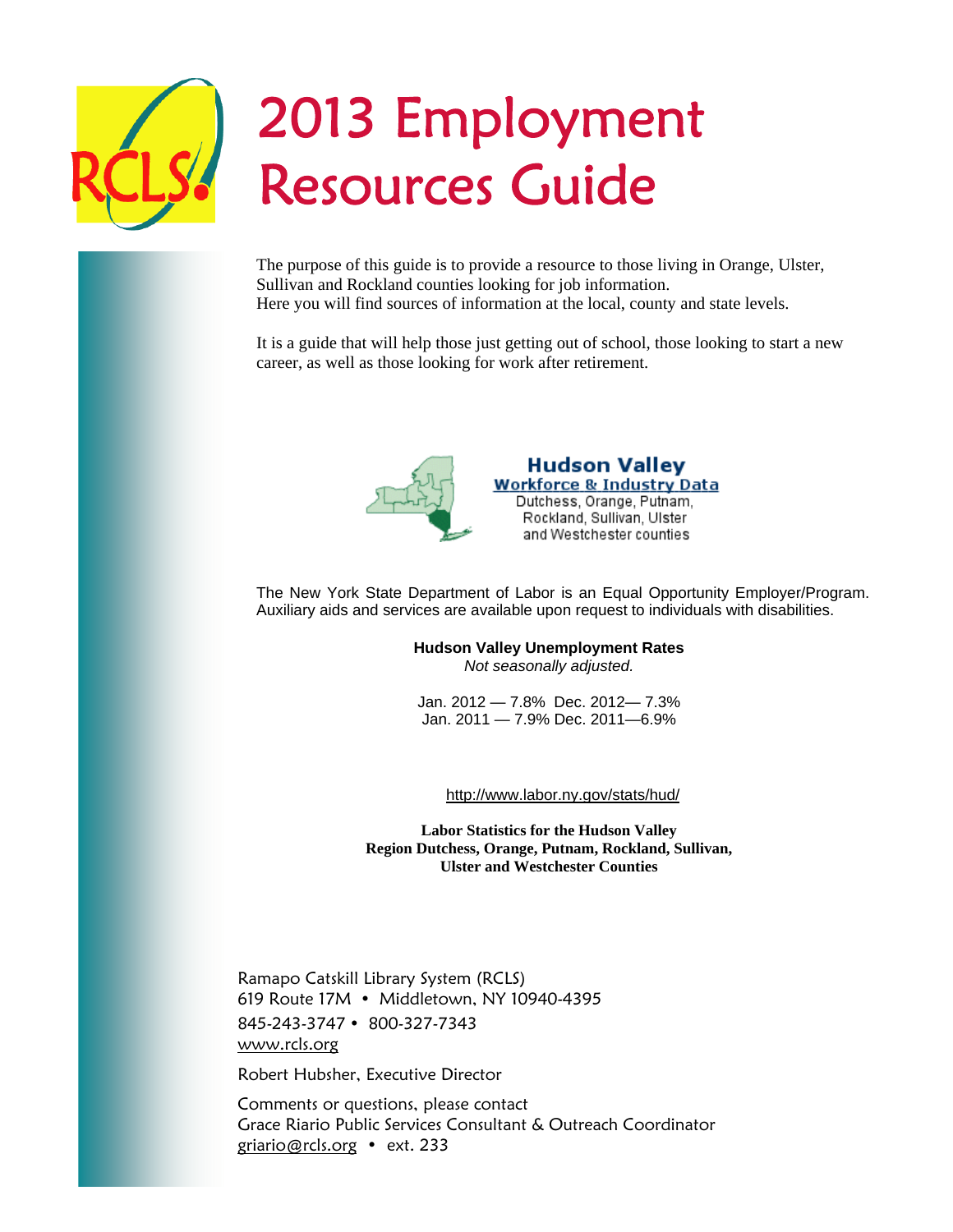# 2013 Employment Resources Guide

The purpose of this guide is to provide a resource to those living in Orange, Ulster, Sullivan and Rockland counties looking for job information.
Here you will find sources of information at the local, county and state levels.

It is a guide that will help those just getting out of school, those looking to start a new career, as well as those looking for work after retirement.

**Hudson Valley**
**Workforce & Industry Data**
Dutchess, Orange, Putnam, Rockland, Sullivan, Ulster and Westchester counties

The New York State Department of Labor is an Equal Opportunity Employer/Program. Auxiliary aids and services are available upon request to individuals with disabilities.

**Hudson Valley Unemployment Rates**
*Not seasonally adjusted.*

Jan. 2012 — 7.8% Dec. 2012— 7.3%
Jan. 2011 — 7.9% Dec. 2011—6.9%

http://www.labor.ny.gov/stats/hud/

**Labor Statistics for the Hudson Valley Region Dutchess, Orange, Putnam, Rockland, Sullivan, Ulster and Westchester Counties**

Ramapo Catskill Library System (RCLS)
619 Route 17M • Middletown, NY 10940-4395
845-243-3747 • 800-327-7343
www.rcls.org

Robert Hubsher, Executive Director

Comments or questions, please contact
Grace Riario Public Services Consultant & Outreach Coordinator
griario@rcls.org • ext. 233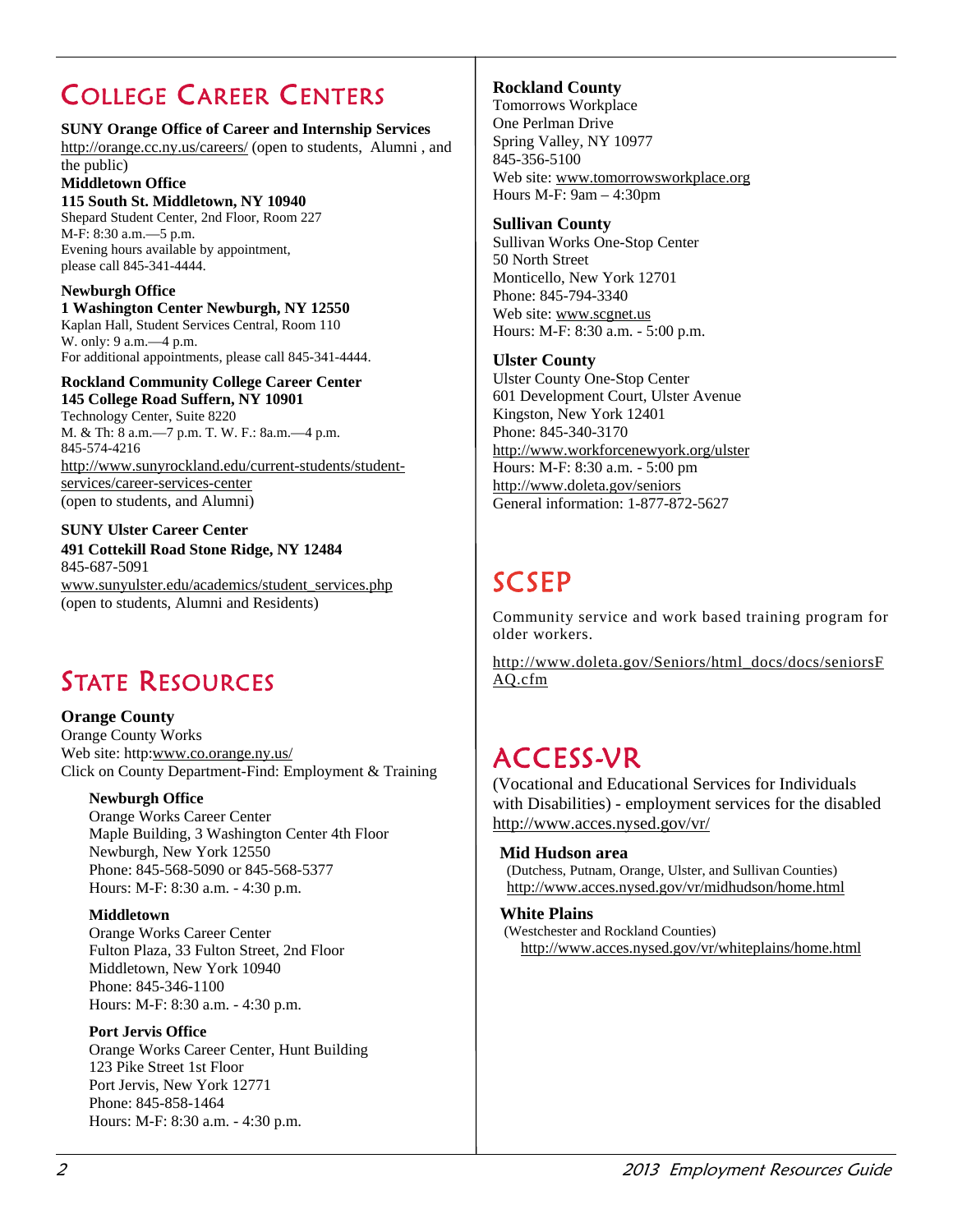# College Career Centers

**SUNY Orange Office of Career and Internship Services**
http://orange.cc.ny.us/careers/ (open to students, Alumni , and the public)

**Middletown Office**
**115 South St. Middletown, NY 10940**
Shepard Student Center, 2nd Floor, Room 227
M-F: 8:30 a.m.—5 p.m.
Evening hours available by appointment, please call 845-341-4444.

**Newburgh Office**
**1 Washington Center Newburgh, NY 12550**
Kaplan Hall, Student Services Central, Room 110
W. only: 9 a.m.—4 p.m.
For additional appointments, please call 845-341-4444.

**Rockland Community College Career Center**
**145 College Road Suffern, NY 10901**
Technology Center, Suite 8220
M. & Th: 8 a.m.—7 p.m. T. W. F.: 8a.m.—4 p.m.
845-574-4216
http://www.sunyrockland.edu/current-students/student-services/career-services-center
(open to students, and Alumni)

**SUNY Ulster Career Center**
**491 Cottekill Road Stone Ridge, NY 12484**
845-687-5091
www.sunyulster.edu/academics/student_services.php
(open to students, Alumni and Residents)

# State Resources

**Orange County**
Orange County Works
Web site: http:www.co.orange.ny.us/
Click on County Department-Find: Employment & Training

**Newburgh Office**
Orange Works Career Center
Maple Building, 3 Washington Center 4th Floor
Newburgh, New York 12550
Phone: 845-568-5090 or 845-568-5377
Hours: M-F: 8:30 a.m. - 4:30 p.m.

**Middletown**
Orange Works Career Center
Fulton Plaza, 33 Fulton Street, 2nd Floor
Middletown, New York 10940
Phone: 845-346-1100
Hours: M-F: 8:30 a.m. - 4:30 p.m.

**Port Jervis Office**
Orange Works Career Center, Hunt Building
123 Pike Street 1st Floor
Port Jervis, New York 12771
Phone: 845-858-1464
Hours: M-F: 8:30 a.m. - 4:30 p.m.

**Rockland County**
Tomorrows Workplace
One Perlman Drive
Spring Valley, NY 10977
845-356-5100
Web site: www.tomorrowsworkplace.org
Hours M-F: 9am – 4:30pm

**Sullivan County**
Sullivan Works One-Stop Center
50 North Street
Monticello, New York 12701
Phone: 845-794-3340
Web site: www.scgnet.us
Hours: M-F: 8:30 a.m. - 5:00 p.m.

**Ulster County**
Ulster County One-Stop Center
601 Development Court, Ulster Avenue
Kingston, New York 12401
Phone: 845-340-3170
http://www.workforcenewyork.org/ulster
Hours: M-F: 8:30 a.m. - 5:00 pm
http://www.doleta.gov/seniors
General information: 1-877-872-5627

# SCSEP

Community service and work based training program for older workers.

http://www.doleta.gov/Seniors/html_docs/docs/seniorsFAQ.cfm

# ACCESS-VR

(Vocational and Educational Services for Individuals with Disabilities) - employment services for the disabled
http://www.acces.nysed.gov/vr/

**Mid Hudson area**
(Dutchess, Putnam, Orange, Ulster, and Sullivan Counties)
http://www.acces.nysed.gov/vr/midhudson/home.html

**White Plains**
(Westchester and Rockland Counties)
http://www.acces.nysed.gov/vr/whiteplains/home.html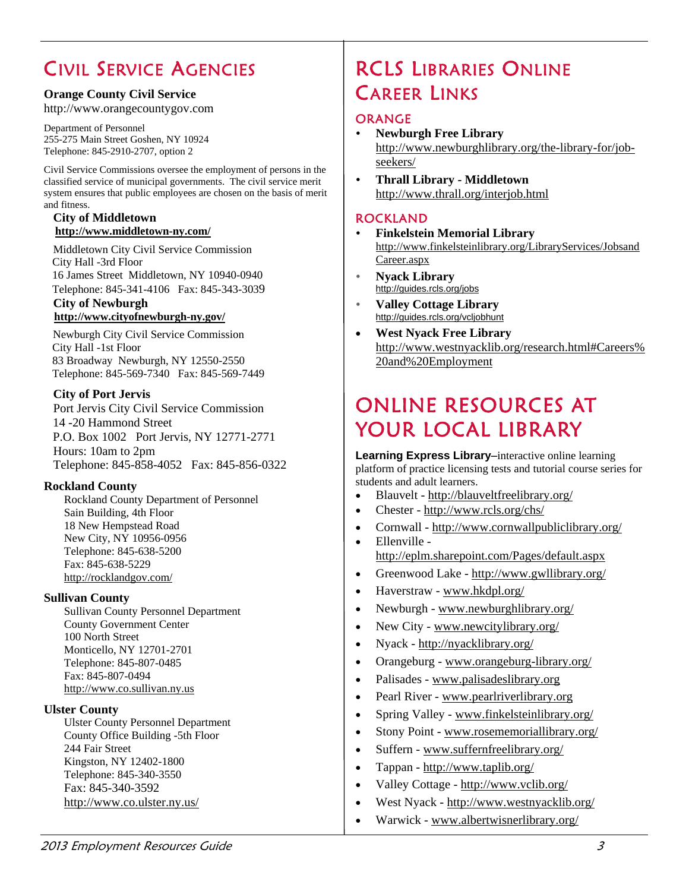## Civil Service Agencies

**Orange County Civil Service**
http://www.orangecountygov.com

Department of Personnel
255-275 Main Street Goshen, NY 10924
Telephone: 845-2910-2707, option 2

Civil Service Commissions oversee the employment of persons in the classified service of municipal governments. The civil service merit system ensures that public employees are chosen on the basis of merit and fitness.

**City of Middletown**
**http://www.middletown-ny.com/**

Middletown City Civil Service Commission
City Hall -3rd Floor
16 James Street Middletown, NY 10940-0940
Telephone: 845-341-4106 Fax: 845-343-3039

**City of Newburgh**
**http://www.cityofnewburgh-ny.gov/**

Newburgh City Civil Service Commission
City Hall -1st Floor
83 Broadway Newburgh, NY 12550-2550
Telephone: 845-569-7340 Fax: 845-569-7449

**City of Port Jervis**
Port Jervis City Civil Service Commission
14 -20 Hammond Street
P.O. Box 1002 Port Jervis, NY 12771-2771
Hours: 10am to 2pm
Telephone: 845-858-4052 Fax: 845-856-0322

**Rockland County**
Rockland County Department of Personnel
Sain Building, 4th Floor
18 New Hempstead Road
New City, NY 10956-0956
Telephone: 845-638-5200
Fax: 845-638-5229
http://rocklandgov.com/

**Sullivan County**
Sullivan County Personnel Department
County Government Center
100 North Street
Monticello, NY 12701-2701
Telephone: 845-807-0485
Fax: 845-807-0494
http://www.co.sullivan.ny.us

**Ulster County**
Ulster County Personnel Department
County Office Building -5th Floor
244 Fair Street
Kingston, NY 12402-1800
Telephone: 845-340-3550
Fax: 845-340-3592
http://www.co.ulster.ny.us/

## RCLS Libraries Online Career Links

### Orange

- **Newburgh Free Library**
  http://www.newburghlibrary.org/the-library-for/job-seekers/
- **Thrall Library - Middletown**
  http://www.thrall.org/interjob.html

### Rockland

- **Finkelstein Memorial Library**
  http://www.finkelsteinlibrary.org/LibraryServices/JobsandCareer.aspx
- **Nyack Library**
  http://guides.rcls.org/jobs
- **Valley Cottage Library**
  http://guides.rcls.org/vcljobhunt
- **West Nyack Free Library**
  http://www.westnyacklib.org/research.html#Careers%20and%20Employment

## Online Resources at Your Local Library

**Learning Express Library–**interactive online learning platform of practice licensing tests and tutorial course series for students and adult learners.

- Blauvelt - http://blauveltfreelibrary.org/
- Chester - http://www.rcls.org/chs/
- Cornwall - http://www.cornwallpubliclibrary.org/
- Ellenville - http://eplm.sharepoint.com/Pages/default.aspx
- Greenwood Lake - http://www.gwllibrary.org/
- Haverstraw - www.hkdpl.org/
- Newburgh - www.newburghlibrary.org/
- New City - www.newcitylibrary.org/
- Nyack - http://nyacklibrary.org/
- Orangeburg - www.orangeburg-library.org/
- Palisades - www.palisadeslibrary.org
- Pearl River - www.pearlriverlibrary.org
- Spring Valley - www.finkelsteinlibrary.org/
- Stony Point - www.rosememoriallibrary.org/
- Suffern - www.suffernfreelibrary.org/
- Tappan - http://www.taplib.org/
- Valley Cottage - http://www.vclib.org/
- West Nyack - http://www.westnyacklib.org/
- Warwick - www.albertwisnerlibrary.org/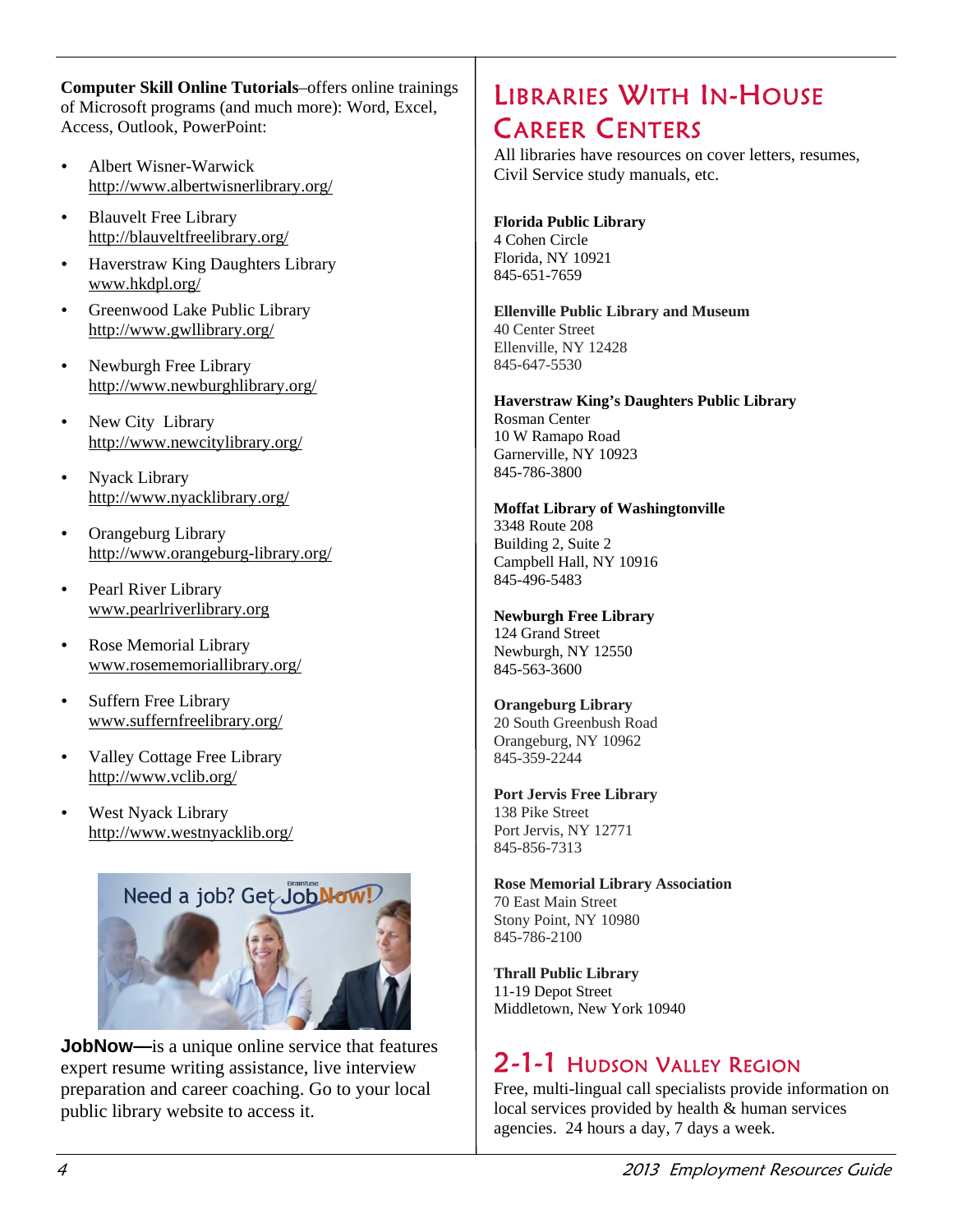**Computer Skill Online Tutorials**–offers online trainings of Microsoft programs (and much more): Word, Excel, Access, Outlook, PowerPoint:

- Albert Wisner-Warwick
  http://www.albertwisnerlibrary.org/
- Blauvelt Free Library
  http://blauveltfreelibrary.org/
- Haverstraw King Daughters Library
  www.hkdpl.org/
- Greenwood Lake Public Library
  http://www.gwllibrary.org/
- Newburgh Free Library
  http://www.newburghlibrary.org/
- New City Library
  http://www.newcitylibrary.org/
- Nyack Library
  http://www.nyacklibrary.org/
- Orangeburg Library
  http://www.orangeburg-library.org/
- Pearl River Library
  www.pearlriverlibrary.org
- Rose Memorial Library
  www.rosememoriallibrary.org/
- Suffern Free Library
  www.suffernfreelibrary.org/
- Valley Cottage Free Library
  http://www.vclib.org/
- West Nyack Library
  http://www.westnyacklib.org/

Need a job? Get JobNow!

**JobNow—**is a unique online service that features expert resume writing assistance, live interview preparation and career coaching. Go to your local public library website to access it.

## Libraries With In-House Career Centers

All libraries have resources on cover letters, resumes, Civil Service study manuals, etc.

**Florida Public Library**
4 Cohen Circle
Florida, NY 10921
845-651-7659

**Ellenville Public Library and Museum**
40 Center Street
Ellenville, NY 12428
845-647-5530

**Haverstraw King's Daughters Public Library**
Rosman Center
10 W Ramapo Road
Garnerville, NY 10923
845-786-3800

**Moffat Library of Washingtonville**
3348 Route 208
Building 2, Suite 2
Campbell Hall, NY 10916
845-496-5483

**Newburgh Free Library**
124 Grand Street
Newburgh, NY 12550
845-563-3600

**Orangeburg Library**
20 South Greenbush Road
Orangeburg, NY 10962
845-359-2244

**Port Jervis Free Library**
138 Pike Street
Port Jervis, NY 12771
845-856-7313

**Rose Memorial Library Association**
70 East Main Street
Stony Point, NY 10980
845-786-2100

**Thrall Public Library**
11-19 Depot Street
Middletown, New York 10940

## 2-1-1 Hudson Valley Region

Free, multi-lingual call specialists provide information on local services provided by health & human services agencies. 24 hours a day, 7 days a week.